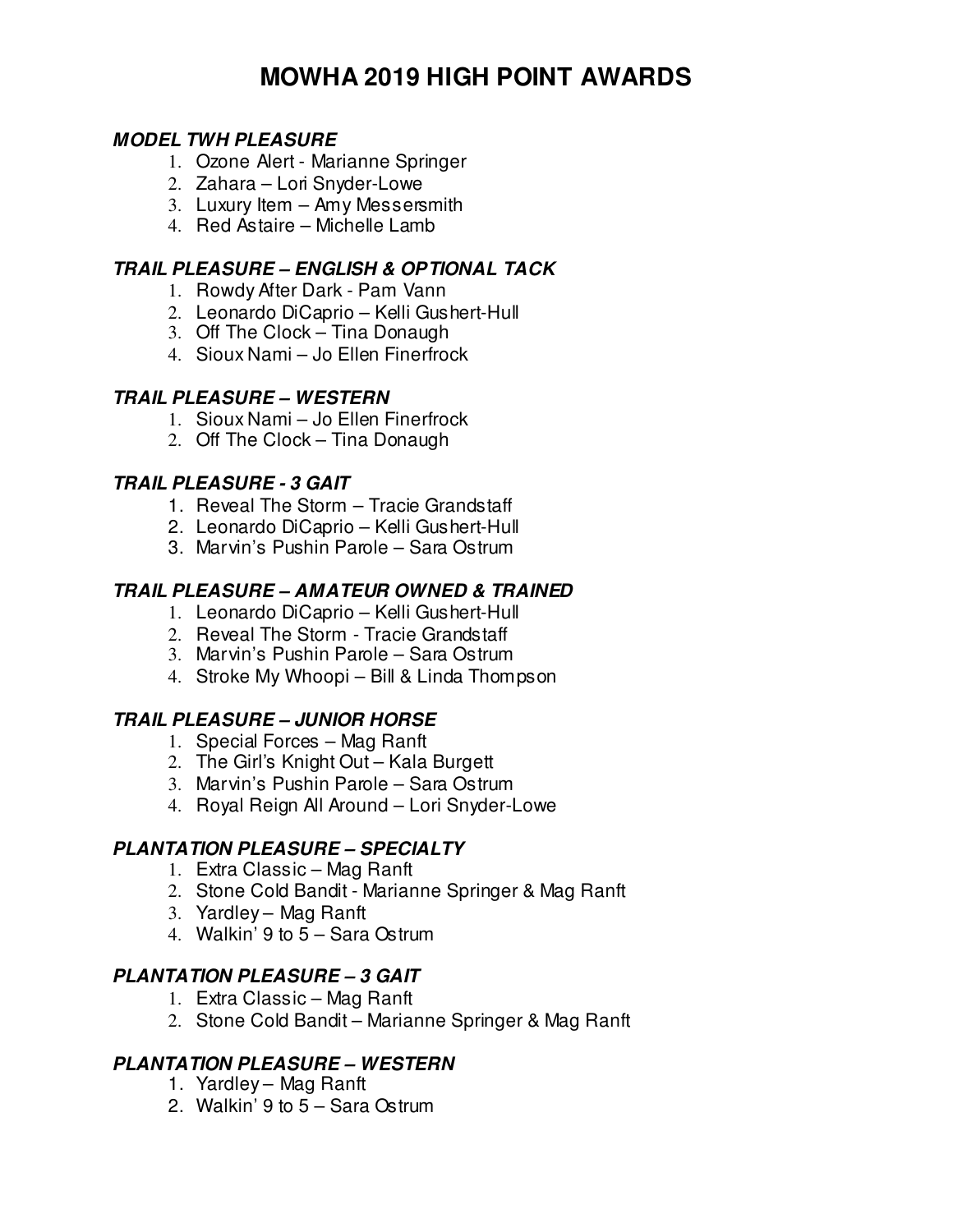# MOWHA 2019 HIGH POINT AWARDS

### *MODEL TWH PLEASURE*

1. Ozone Alert - Marianne Springer
2. Zahara – Lori Snyder-Lowe
3. Luxury Item – Amy Messersmith
4. Red Astaire – Michelle Lamb

### *TRAIL PLEASURE – ENGLISH & OPTIONAL TACK*

1. Rowdy After Dark - Pam Vann
2. Leonardo DiCaprio – Kelli Gushert-Hull
3. Off The Clock – Tina Donaugh
4. Sioux Nami – Jo Ellen Finerfrock

### *TRAIL PLEASURE – WESTERN*

1. Sioux Nami – Jo Ellen Finerfrock
2. Off The Clock – Tina Donaugh

### *TRAIL PLEASURE - 3 GAIT*

1. Reveal The Storm – Tracie Grandstaff
2. Leonardo DiCaprio – Kelli Gushert-Hull
3. Marvin's Pushin Parole – Sara Ostrum

### *TRAIL PLEASURE – AMATEUR OWNED & TRAINED*

1. Leonardo DiCaprio – Kelli Gushert-Hull
2. Reveal The Storm - Tracie Grandstaff
3. Marvin's Pushin Parole – Sara Ostrum
4. Stroke My Whoopi – Bill & Linda Thompson

### *TRAIL PLEASURE – JUNIOR HORSE*

1. Special Forces – Mag Ranft
2. The Girl's Knight Out – Kala Burgett
3. Marvin's Pushin Parole – Sara Ostrum
4. Royal Reign All Around – Lori Snyder-Lowe

### *PLANTATION PLEASURE – SPECIALTY*

1. Extra Classic – Mag Ranft
2. Stone Cold Bandit - Marianne Springer & Mag Ranft
3. Yardley – Mag Ranft
4. Walkin' 9 to 5 – Sara Ostrum

### *PLANTATION PLEASURE – 3 GAIT*

1. Extra Classic – Mag Ranft
2. Stone Cold Bandit – Marianne Springer & Mag Ranft

### *PLANTATION PLEASURE – WESTERN*

1. Yardley – Mag Ranft
2. Walkin' 9 to 5 – Sara Ostrum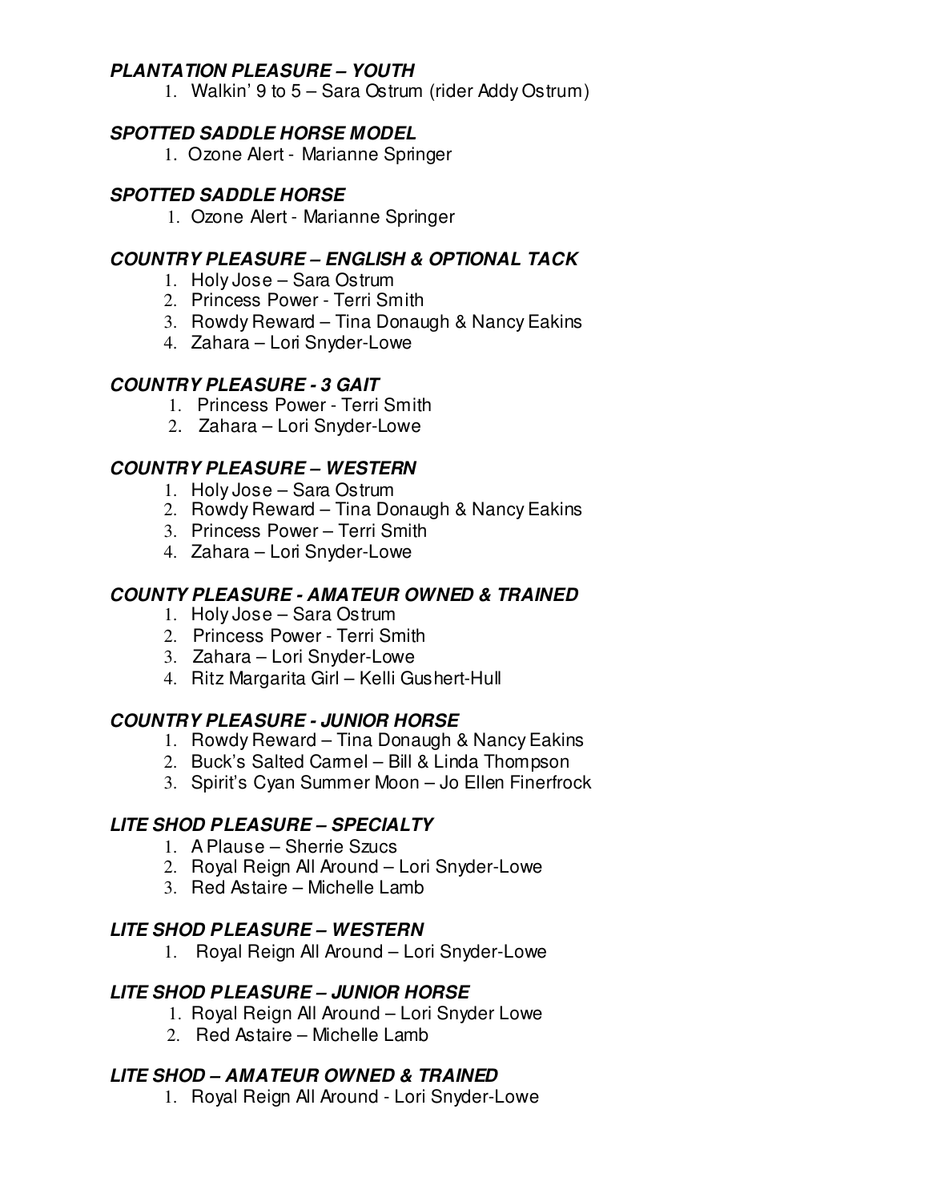### ***PLANTATION PLEASURE – YOUTH***

1. Walkin' 9 to 5 – Sara Ostrum (rider Addy Ostrum)

### ***SPOTTED SADDLE HORSE MODEL***

1. Ozone Alert - Marianne Springer

### ***SPOTTED SADDLE HORSE***

1. Ozone Alert - Marianne Springer

### ***COUNTRY PLEASURE – ENGLISH & OPTIONAL TACK***

1. Holy Jose – Sara Ostrum
2. Princess Power - Terri Smith
3. Rowdy Reward – Tina Donaugh & Nancy Eakins
4. Zahara – Lori Snyder-Lowe

### ***COUNTRY PLEASURE - 3 GAIT***

1. Princess Power - Terri Smith
2. Zahara – Lori Snyder-Lowe

### ***COUNTRY PLEASURE – WESTERN***

1. Holy Jose – Sara Ostrum
2. Rowdy Reward – Tina Donaugh & Nancy Eakins
3. Princess Power – Terri Smith
4. Zahara – Lori Snyder-Lowe

### ***COUNTY PLEASURE - AMATEUR OWNED & TRAINED***

1. Holy Jose – Sara Ostrum
2. Princess Power - Terri Smith
3. Zahara – Lori Snyder-Lowe
4. Ritz Margarita Girl – Kelli Gushert-Hull

### ***COUNTRY PLEASURE - JUNIOR HORSE***

1. Rowdy Reward – Tina Donaugh & Nancy Eakins
2. Buck's Salted Carmel – Bill & Linda Thompson
3. Spirit's Cyan Summer Moon – Jo Ellen Finerfrock

### ***LITE SHOD PLEASURE – SPECIALTY***

1. A Plause – Sherrie Szucs
2. Royal Reign All Around – Lori Snyder-Lowe
3. Red Astaire – Michelle Lamb

### ***LITE SHOD PLEASURE – WESTERN***

1. Royal Reign All Around – Lori Snyder-Lowe

### ***LITE SHOD PLEASURE – JUNIOR HORSE***

1. Royal Reign All Around – Lori Snyder Lowe
2. Red Astaire – Michelle Lamb

### ***LITE SHOD – AMATEUR OWNED & TRAINED***

1. Royal Reign All Around - Lori Snyder-Lowe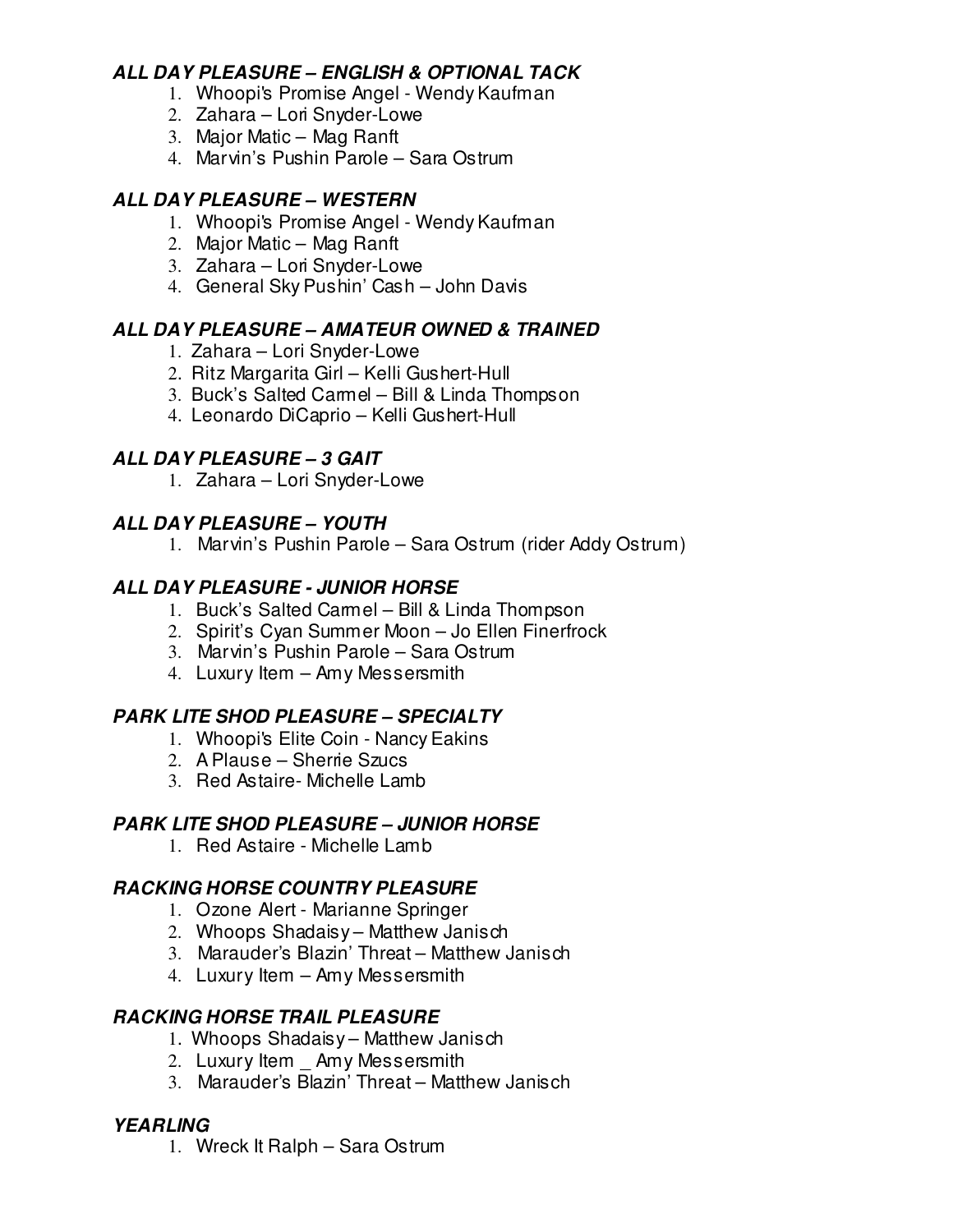### ***ALL DAY PLEASURE – ENGLISH & OPTIONAL TACK***

1. Whoopi's Promise Angel - Wendy Kaufman
2. Zahara – Lori Snyder-Lowe
3. Major Matic – Mag Ranft
4. Marvin's Pushin Parole – Sara Ostrum

### ***ALL DAY PLEASURE – WESTERN***

1. Whoopi's Promise Angel - Wendy Kaufman
2. Major Matic – Mag Ranft
3. Zahara – Lori Snyder-Lowe
4. General Sky Pushin' Cash – John Davis

### ***ALL DAY PLEASURE – AMATEUR OWNED & TRAINED***

1. Zahara – Lori Snyder-Lowe
2. Ritz Margarita Girl – Kelli Gushert-Hull
3. Buck's Salted Carmel – Bill & Linda Thompson
4. Leonardo DiCaprio – Kelli Gushert-Hull

### ***ALL DAY PLEASURE – 3 GAIT***

1. Zahara – Lori Snyder-Lowe

### ***ALL DAY PLEASURE – YOUTH***

1. Marvin's Pushin Parole – Sara Ostrum (rider Addy Ostrum)

### ***ALL DAY PLEASURE - JUNIOR HORSE***

1. Buck's Salted Carmel – Bill & Linda Thompson
2. Spirit's Cyan Summer Moon – Jo Ellen Finerfrock
3. Marvin's Pushin Parole – Sara Ostrum
4. Luxury Item – Amy Messersmith

### ***PARK LITE SHOD PLEASURE – SPECIALTY***

1. Whoopi's Elite Coin - Nancy Eakins
2. A Plause – Sherrie Szucs
3. Red Astaire- Michelle Lamb

### ***PARK LITE SHOD PLEASURE – JUNIOR HORSE***

1. Red Astaire - Michelle Lamb

### ***RACKING HORSE COUNTRY PLEASURE***

1. Ozone Alert - Marianne Springer
2. Whoops Shadaisy – Matthew Janisch
3. Marauder's Blazin' Threat – Matthew Janisch
4. Luxury Item – Amy Messersmith

### ***RACKING HORSE TRAIL PLEASURE***

1. Whoops Shadaisy – Matthew Janisch
2. Luxury Item _ Amy Messersmith
3. Marauder's Blazin' Threat – Matthew Janisch

### ***YEARLING***

1. Wreck It Ralph – Sara Ostrum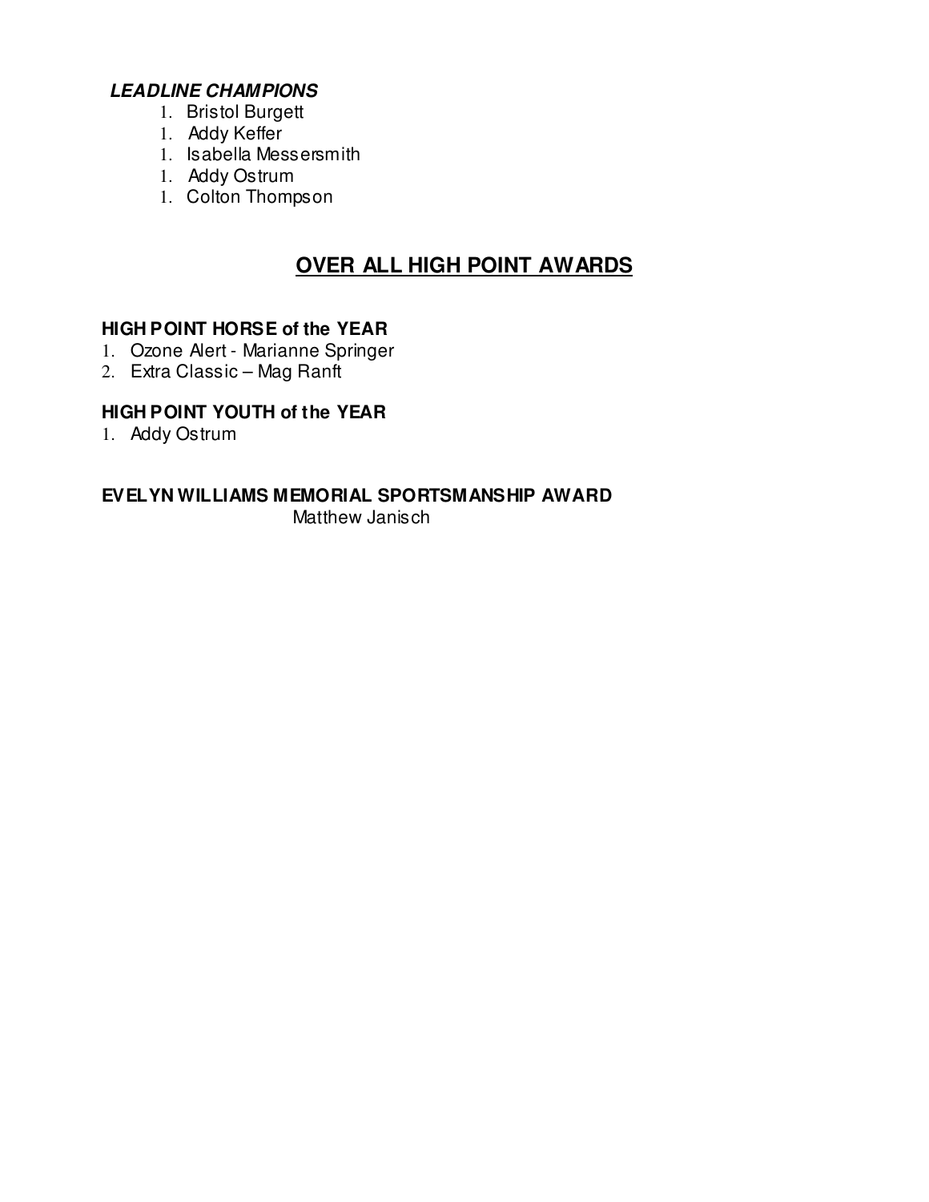***LEADLINE CHAMPIONS***

1. Bristol Burgett
1. Addy Keffer
1. Isabella Messersmith
1. Addy Ostrum
1. Colton Thompson

## OVER ALL HIGH POINT AWARDS

**HIGH POINT HORSE of the YEAR**

1. Ozone Alert - Marianne Springer
2. Extra Classic – Mag Ranft

**HIGH POINT YOUTH of the YEAR**

1. Addy Ostrum

**EVELYN WILLIAMS MEMORIAL SPORTSMANSHIP AWARD**

Matthew Janisch